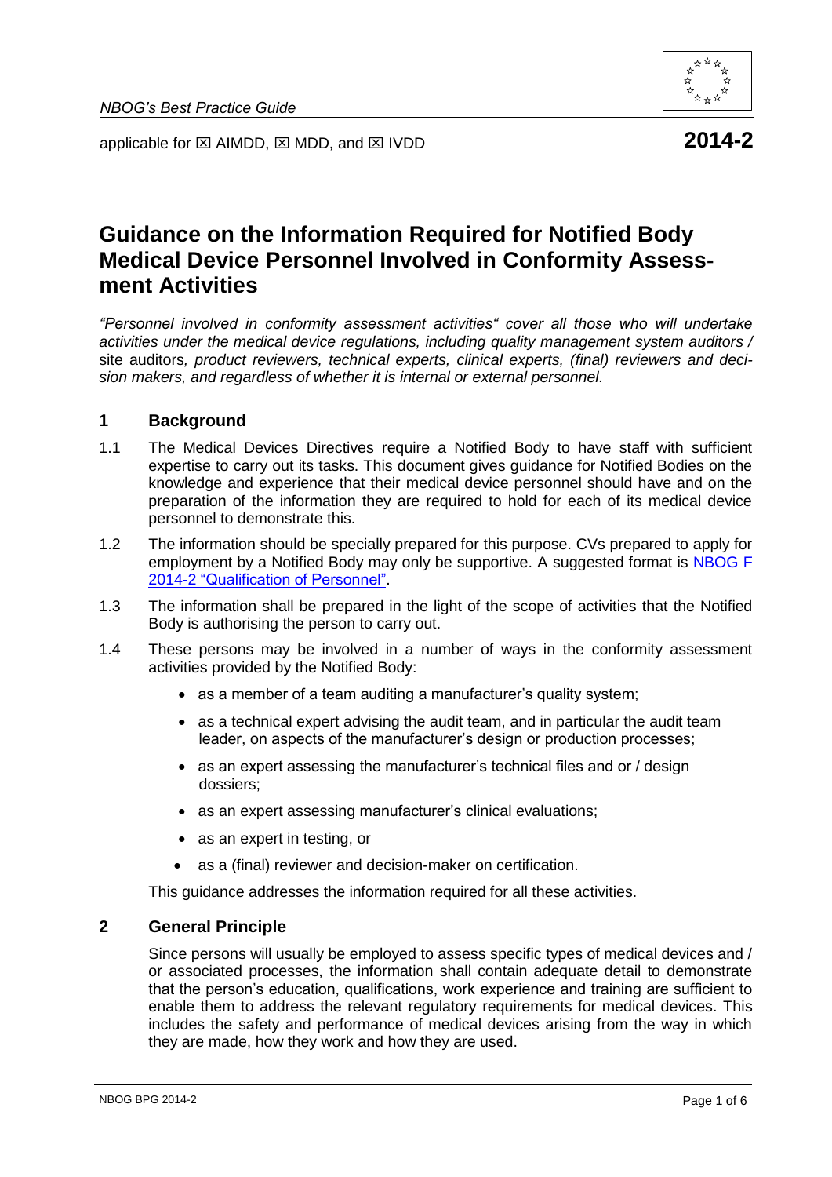NBOG's Best Practice Guide

applicable for ☒ AIMDD, ☒ MDD, and ☒ IVDD

**2014-2**

# Guidance on the Information Required for Notified Body Medical Device Personnel Involved in Conformity Assessment Activities

*"Personnel involved in conformity assessment activities" cover all those who will undertake activities under the medical device regulations, including quality management system auditors /* site auditors*, product reviewers, technical experts, clinical experts, (final) reviewers and decision makers, and regardless of whether it is internal or external personnel.*

## 1 Background

1.1 The Medical Devices Directives require a Notified Body to have staff with sufficient expertise to carry out its tasks. This document gives guidance for Notified Bodies on the knowledge and experience that their medical device personnel should have and on the preparation of the information they are required to hold for each of its medical device personnel to demonstrate this.

1.2 The information should be specially prepared for this purpose. CVs prepared to apply for employment by a Notified Body may only be supportive. A suggested format is NBOG F 2014-2 "Qualification of Personnel".

1.3 The information shall be prepared in the light of the scope of activities that the Notified Body is authorising the person to carry out.

1.4 These persons may be involved in a number of ways in the conformity assessment activities provided by the Notified Body:

- as a member of a team auditing a manufacturer's quality system;
- as a technical expert advising the audit team, and in particular the audit team leader, on aspects of the manufacturer's design or production processes;
- as an expert assessing the manufacturer's technical files and or / design dossiers;
- as an expert assessing manufacturer's clinical evaluations;
- as an expert in testing, or
- as a (final) reviewer and decision-maker on certification.

This guidance addresses the information required for all these activities.

## 2 General Principle

Since persons will usually be employed to assess specific types of medical devices and / or associated processes, the information shall contain adequate detail to demonstrate that the person's education, qualifications, work experience and training are sufficient to enable them to address the relevant regulatory requirements for medical devices. This includes the safety and performance of medical devices arising from the way in which they are made, how they work and how they are used.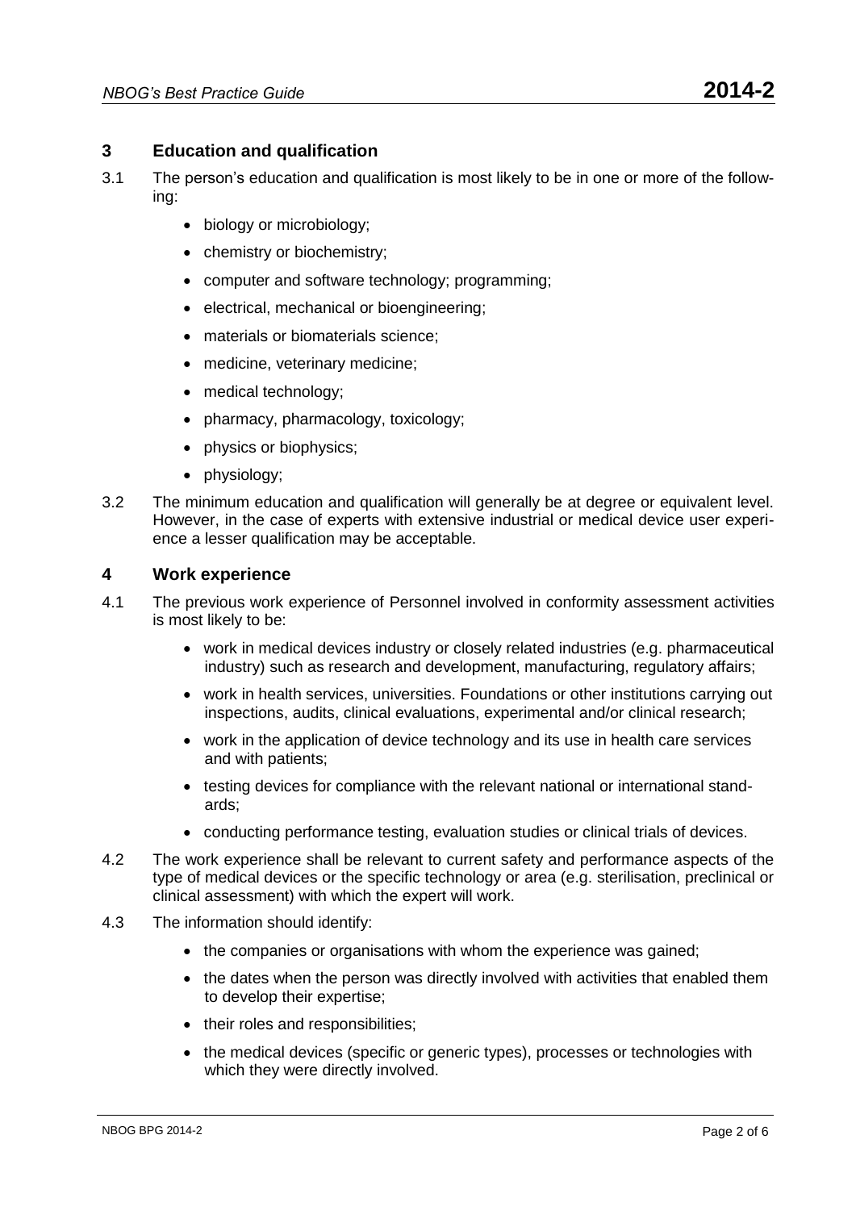## 3 Education and qualification

3.1 The person's education and qualification is most likely to be in one or more of the following:

- biology or microbiology;
- chemistry or biochemistry;
- computer and software technology; programming;
- electrical, mechanical or bioengineering;
- materials or biomaterials science;
- medicine, veterinary medicine;
- medical technology;
- pharmacy, pharmacology, toxicology;
- physics or biophysics;
- physiology;

3.2 The minimum education and qualification will generally be at degree or equivalent level. However, in the case of experts with extensive industrial or medical device user experience a lesser qualification may be acceptable.

## 4 Work experience

4.1 The previous work experience of Personnel involved in conformity assessment activities is most likely to be:

- work in medical devices industry or closely related industries (e.g. pharmaceutical industry) such as research and development, manufacturing, regulatory affairs;
- work in health services, universities. Foundations or other institutions carrying out inspections, audits, clinical evaluations, experimental and/or clinical research;
- work in the application of device technology and its use in health care services and with patients;
- testing devices for compliance with the relevant national or international standards;
- conducting performance testing, evaluation studies or clinical trials of devices.

4.2 The work experience shall be relevant to current safety and performance aspects of the type of medical devices or the specific technology or area (e.g. sterilisation, preclinical or clinical assessment) with which the expert will work.

4.3 The information should identify:

- the companies or organisations with whom the experience was gained;
- the dates when the person was directly involved with activities that enabled them to develop their expertise;
- their roles and responsibilities;
- the medical devices (specific or generic types), processes or technologies with which they were directly involved.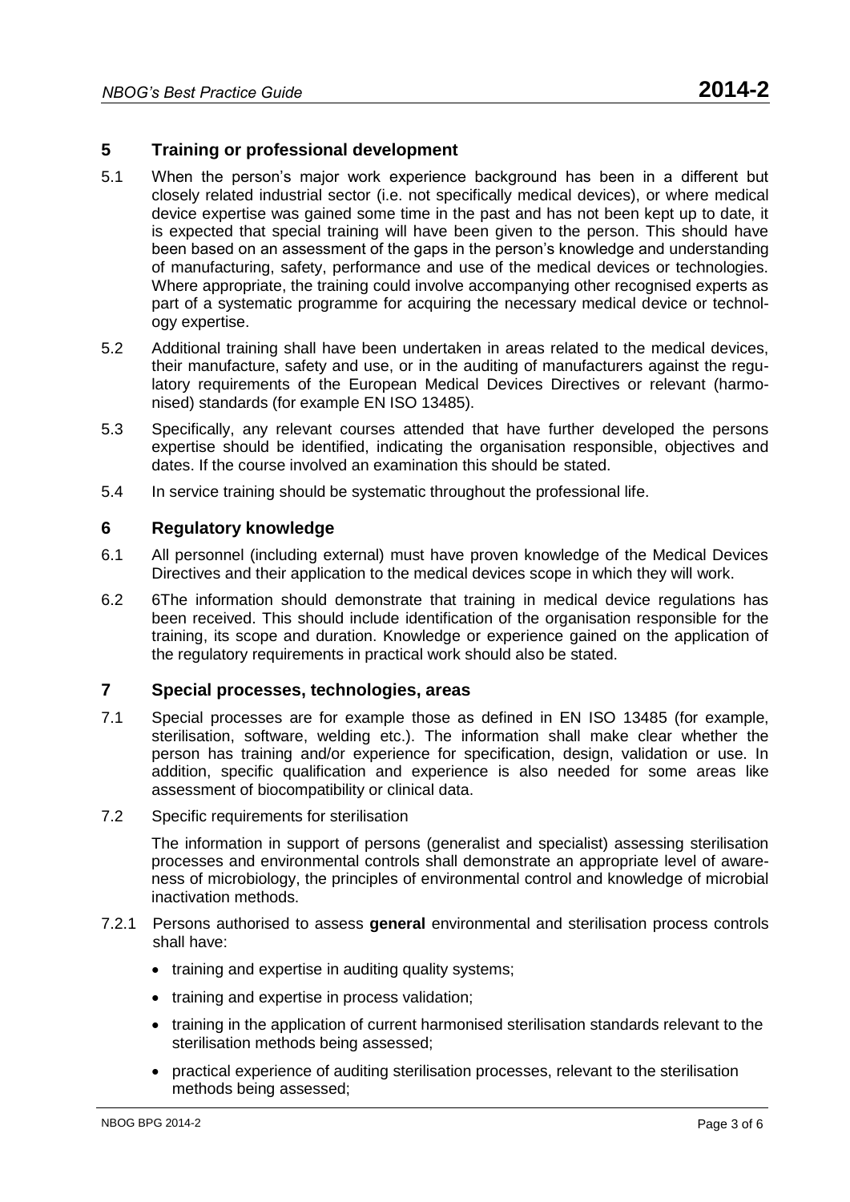## 5 Training or professional development

5.1 When the person's major work experience background has been in a different but closely related industrial sector (i.e. not specifically medical devices), or where medical device expertise was gained some time in the past and has not been kept up to date, it is expected that special training will have been given to the person. This should have been based on an assessment of the gaps in the person's knowledge and understanding of manufacturing, safety, performance and use of the medical devices or technologies. Where appropriate, the training could involve accompanying other recognised experts as part of a systematic programme for acquiring the necessary medical device or technology expertise.

5.2 Additional training shall have been undertaken in areas related to the medical devices, their manufacture, safety and use, or in the auditing of manufacturers against the regulatory requirements of the European Medical Devices Directives or relevant (harmonised) standards (for example EN ISO 13485).

5.3 Specifically, any relevant courses attended that have further developed the persons expertise should be identified, indicating the organisation responsible, objectives and dates. If the course involved an examination this should be stated.

5.4 In service training should be systematic throughout the professional life.

## 6 Regulatory knowledge

6.1 All personnel (including external) must have proven knowledge of the Medical Devices Directives and their application to the medical devices scope in which they will work.

6.2 6The information should demonstrate that training in medical device regulations has been received. This should include identification of the organisation responsible for the training, its scope and duration. Knowledge or experience gained on the application of the regulatory requirements in practical work should also be stated.

## 7 Special processes, technologies, areas

7.1 Special processes are for example those as defined in EN ISO 13485 (for example, sterilisation, software, welding etc.). The information shall make clear whether the person has training and/or experience for specification, design, validation or use. In addition, specific qualification and experience is also needed for some areas like assessment of biocompatibility or clinical data.

7.2 Specific requirements for sterilisation

The information in support of persons (generalist and specialist) assessing sterilisation processes and environmental controls shall demonstrate an appropriate level of awareness of microbiology, the principles of environmental control and knowledge of microbial inactivation methods.

7.2.1 Persons authorised to assess **general** environmental and sterilisation process controls shall have:

- training and expertise in auditing quality systems;
- training and expertise in process validation;
- training in the application of current harmonised sterilisation standards relevant to the sterilisation methods being assessed;
- practical experience of auditing sterilisation processes, relevant to the sterilisation methods being assessed;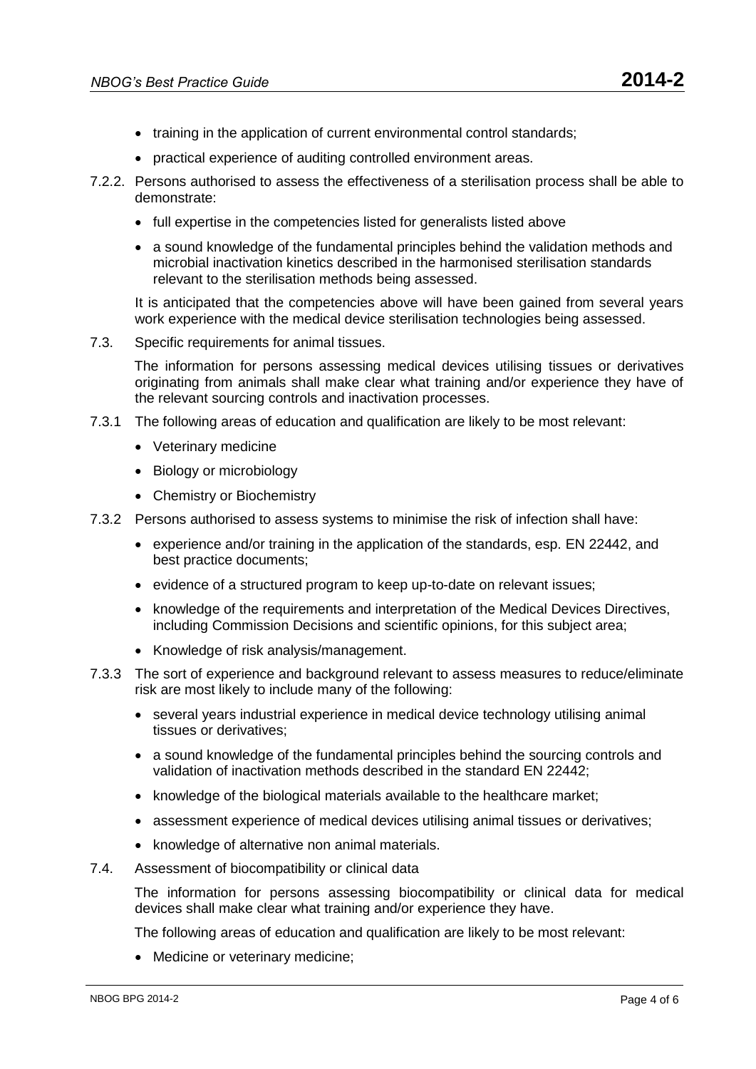- training in the application of current environmental control standards;
- practical experience of auditing controlled environment areas.

7.2.2. Persons authorised to assess the effectiveness of a sterilisation process shall be able to demonstrate:

- full expertise in the competencies listed for generalists listed above
- a sound knowledge of the fundamental principles behind the validation methods and microbial inactivation kinetics described in the harmonised sterilisation standards relevant to the sterilisation methods being assessed.

It is anticipated that the competencies above will have been gained from several years work experience with the medical device sterilisation technologies being assessed.

7.3. Specific requirements for animal tissues.

The information for persons assessing medical devices utilising tissues or derivatives originating from animals shall make clear what training and/or experience they have of the relevant sourcing controls and inactivation processes.

7.3.1 The following areas of education and qualification are likely to be most relevant:

- Veterinary medicine
- Biology or microbiology
- Chemistry or Biochemistry

7.3.2 Persons authorised to assess systems to minimise the risk of infection shall have:

- experience and/or training in the application of the standards, esp. EN 22442, and best practice documents;
- evidence of a structured program to keep up-to-date on relevant issues;
- knowledge of the requirements and interpretation of the Medical Devices Directives, including Commission Decisions and scientific opinions, for this subject area;
- Knowledge of risk analysis/management.

7.3.3 The sort of experience and background relevant to assess measures to reduce/eliminate risk are most likely to include many of the following:

- several years industrial experience in medical device technology utilising animal tissues or derivatives;
- a sound knowledge of the fundamental principles behind the sourcing controls and validation of inactivation methods described in the standard EN 22442;
- knowledge of the biological materials available to the healthcare market;
- assessment experience of medical devices utilising animal tissues or derivatives;
- knowledge of alternative non animal materials.

7.4. Assessment of biocompatibility or clinical data

The information for persons assessing biocompatibility or clinical data for medical devices shall make clear what training and/or experience they have.

The following areas of education and qualification are likely to be most relevant:

- Medicine or veterinary medicine;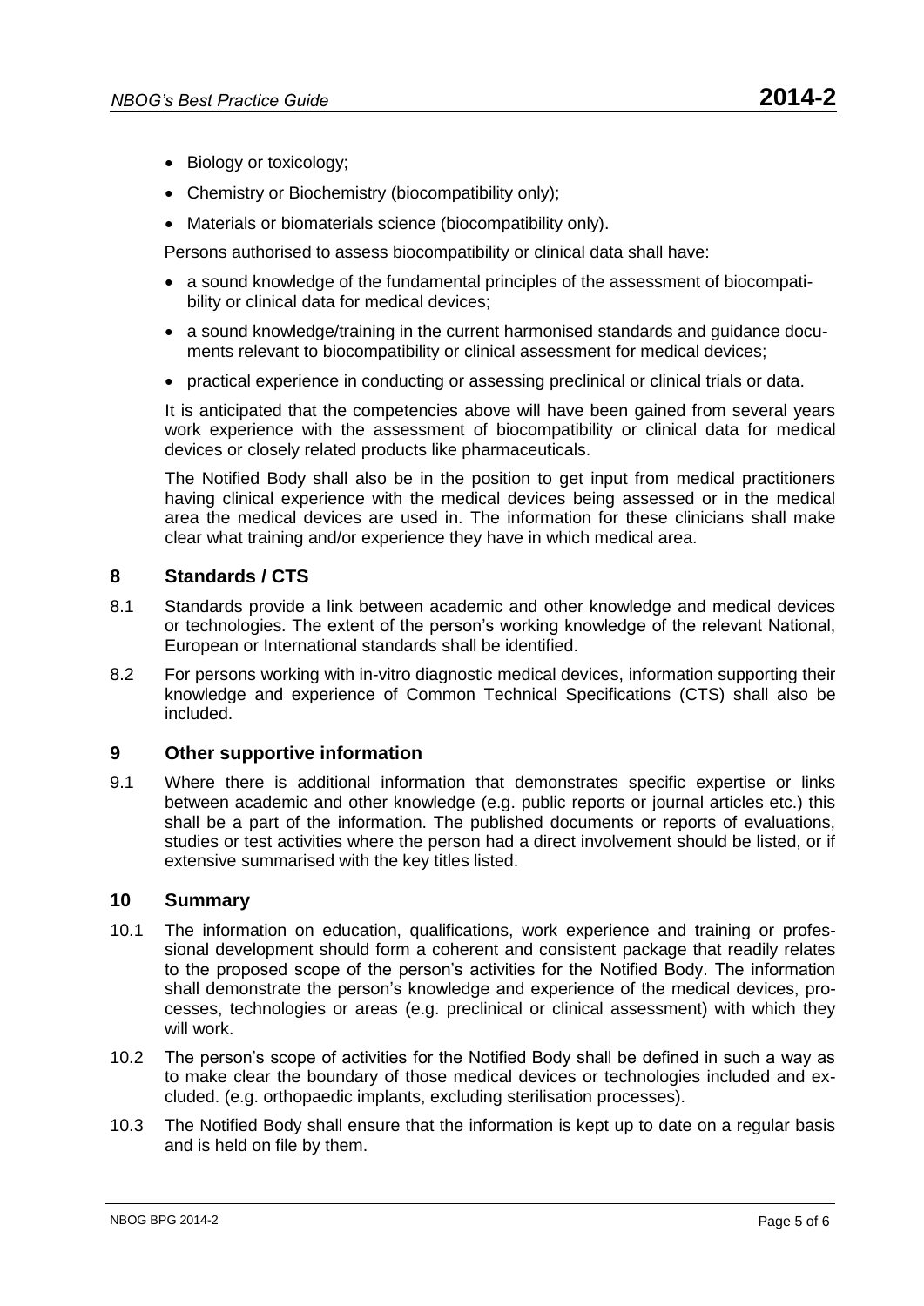- Biology or toxicology;
- Chemistry or Biochemistry (biocompatibility only);
- Materials or biomaterials science (biocompatibility only).

Persons authorised to assess biocompatibility or clinical data shall have:

- a sound knowledge of the fundamental principles of the assessment of biocompatibility or clinical data for medical devices;
- a sound knowledge/training in the current harmonised standards and guidance documents relevant to biocompatibility or clinical assessment for medical devices;
- practical experience in conducting or assessing preclinical or clinical trials or data.

It is anticipated that the competencies above will have been gained from several years work experience with the assessment of biocompatibility or clinical data for medical devices or closely related products like pharmaceuticals.

The Notified Body shall also be in the position to get input from medical practitioners having clinical experience with the medical devices being assessed or in the medical area the medical devices are used in. The information for these clinicians shall make clear what training and/or experience they have in which medical area.

## 8 Standards / CTS

8.1 Standards provide a link between academic and other knowledge and medical devices or technologies. The extent of the person's working knowledge of the relevant National, European or International standards shall be identified.

8.2 For persons working with in-vitro diagnostic medical devices, information supporting their knowledge and experience of Common Technical Specifications (CTS) shall also be included.

## 9 Other supportive information

9.1 Where there is additional information that demonstrates specific expertise or links between academic and other knowledge (e.g. public reports or journal articles etc.) this shall be a part of the information. The published documents or reports of evaluations, studies or test activities where the person had a direct involvement should be listed, or if extensive summarised with the key titles listed.

## 10 Summary

10.1 The information on education, qualifications, work experience and training or professional development should form a coherent and consistent package that readily relates to the proposed scope of the person's activities for the Notified Body. The information shall demonstrate the person's knowledge and experience of the medical devices, processes, technologies or areas (e.g. preclinical or clinical assessment) with which they will work.

10.2 The person's scope of activities for the Notified Body shall be defined in such a way as to make clear the boundary of those medical devices or technologies included and excluded. (e.g. orthopaedic implants, excluding sterilisation processes).

10.3 The Notified Body shall ensure that the information is kept up to date on a regular basis and is held on file by them.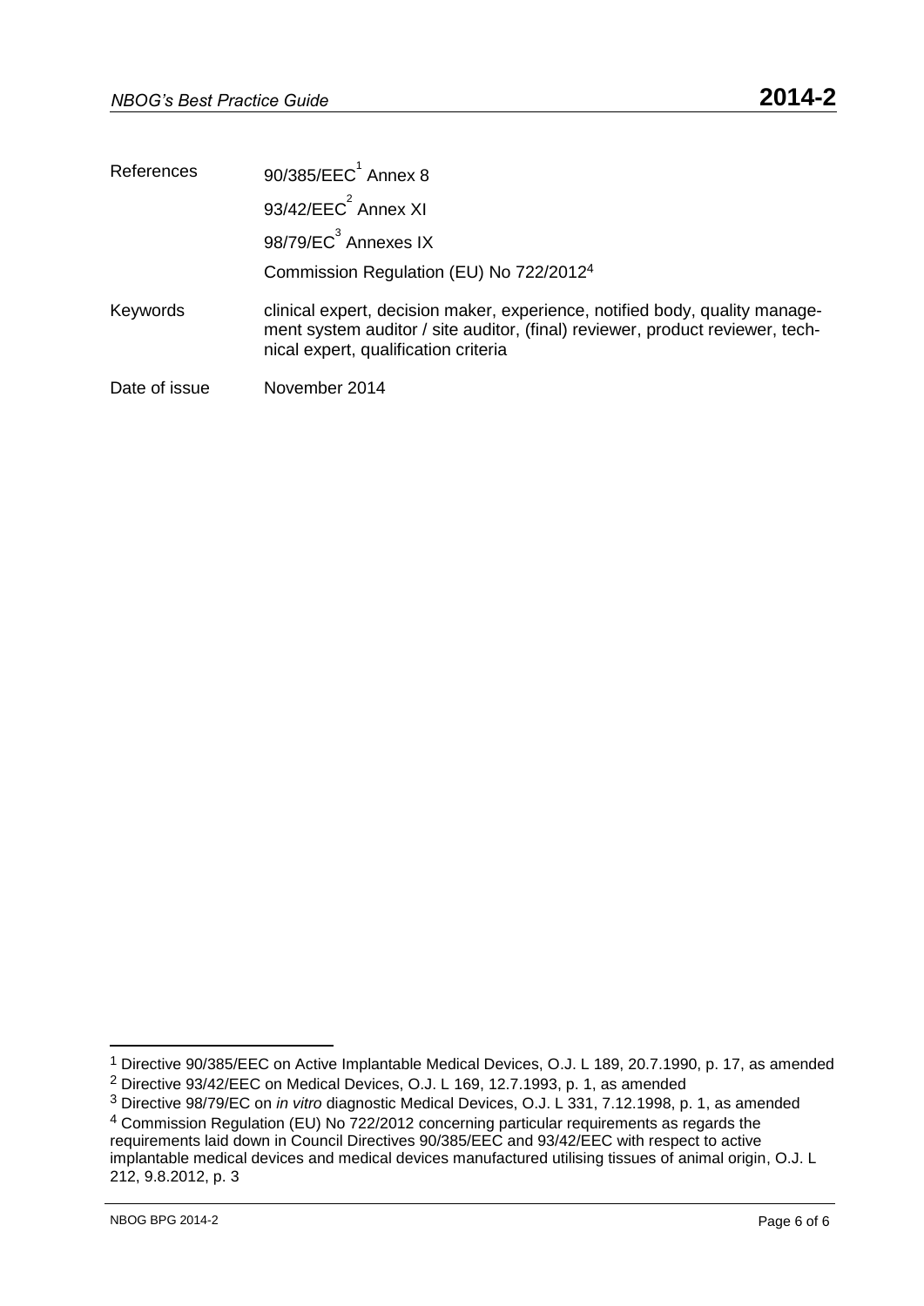| | |
|---|---|
| References | 90/385/EEC[1] Annex 8<br>93/42/EEC[2] Annex XI<br>98/79/EC[3] Annexes IX<br>Commission Regulation (EU) No 722/2012[4] |
| Keywords | clinical expert, decision maker, experience, notified body, quality management system auditor / site auditor, (final) reviewer, product reviewer, technical expert, qualification criteria |
| Date of issue | November 2014 |

[1] Directive 90/385/EEC on Active Implantable Medical Devices, O.J. L 189, 20.7.1990, p. 17, as amended

[2] Directive 93/42/EEC on Medical Devices, O.J. L 169, 12.7.1993, p. 1, as amended

[3] Directive 98/79/EC on *in vitro* diagnostic Medical Devices, O.J. L 331, 7.12.1998, p. 1, as amended

[4] Commission Regulation (EU) No 722/2012 concerning particular requirements as regards the requirements laid down in Council Directives 90/385/EEC and 93/42/EEC with respect to active implantable medical devices and medical devices manufactured utilising tissues of animal origin, O.J. L 212, 9.8.2012, p. 3